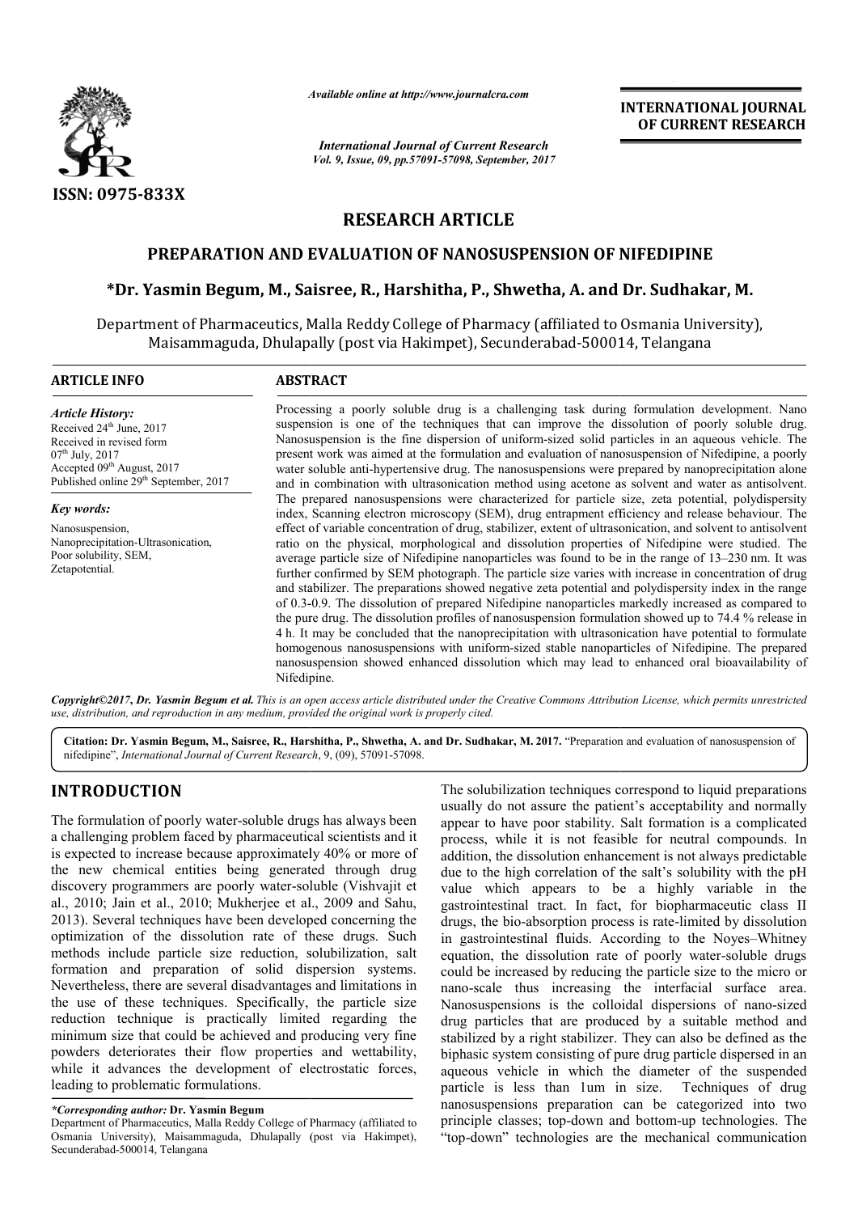*Available online at http://www.journalcra.com*

*International Journal of Current Research*
*Vol. 9, Issue, 09, pp.57091-57098, September, 2017*

**INTERNATIONAL JOURNAL OF CURRENT RESEARCH**

**ISSN: 0975-833X**

# RESEARCH ARTICLE

## PREPARATION AND EVALUATION OF NANOSUSPENSION OF NIFEDIPINE

### *Dr. Yasmin Begum, M., Saisree, R., Harshitha, P., Shwetha, A. and Dr. Sudhakar, M.

Department of Pharmaceutics, Malla Reddy College of Pharmacy (affiliated to Osmania University), Maisammaguda, Dhulapally (post via Hakimpet), Secunderabad-500014, Telangana

**ARTICLE INFO**

*Article History:*
Received 24th June, 2017
Received in revised form
07th July, 2017
Accepted 09th August, 2017
Published online 29th September, 2017

*Key words:*
Nanosuspension,
Nanoprecipitation-Ultrasonication,
Poor solubility, SEM,
Zetapotential.

**ABSTRACT**

Processing a poorly soluble drug is a challenging task during formulation development. Nano suspension is one of the techniques that can improve the dissolution of poorly soluble drug. Nanosuspension is the fine dispersion of uniform-sized solid particles in an aqueous vehicle. The present work was aimed at the formulation and evaluation of nanosuspension of Nifedipine, a poorly water soluble anti-hypertensive drug. The nanosuspensions were prepared by nanoprecipitation alone and in combination with ultrasonication method using acetone as solvent and water as antisolvent. The prepared nanosuspensions were characterized for particle size, zeta potential, polydispersity index, Scanning electron microscopy (SEM), drug entrapment efficiency and release behaviour. The effect of variable concentration of drug, stabilizer, extent of ultrasonication, and solvent to antisolvent ratio on the physical, morphological and dissolution properties of Nifedipine were studied. The average particle size of Nifedipine nanoparticles was found to be in the range of 13–230 nm. It was further confirmed by SEM photograph. The particle size varies with increase in concentration of drug and stabilizer. The preparations showed negative zeta potential and polydispersity index in the range of 0.3-0.9. The dissolution of prepared Nifedipine nanoparticles markedly increased as compared to the pure drug. The dissolution profiles of nanosuspension formulation showed up to 74.4 % release in 4 h. It may be concluded that the nanoprecipitation with ultrasonication have potential to formulate homogenous nanosuspensions with uniform-sized stable nanoparticles of Nifedipine. The prepared nanosuspension showed enhanced dissolution which may lead to enhanced oral bioavailability of Nifedipine.

*Copyright©2017, Dr. Yasmin Begum et al. This is an open access article distributed under the Creative Commons Attribution License, which permits unrestricted use, distribution, and reproduction in any medium, provided the original work is properly cited.*

**Citation: Dr. Yasmin Begum, M., Saisree, R., Harshitha, P., Shwetha, A. and Dr. Sudhakar, M. 2017.** "Preparation and evaluation of nanosuspension of nifedipine", *International Journal of Current Research*, 9, (09), 57091-57098.

# INTRODUCTION

The formulation of poorly water-soluble drugs has always been a challenging problem faced by pharmaceutical scientists and it is expected to increase because approximately 40% or more of the new chemical entities being generated through drug discovery programmers are poorly water-soluble (Vishvajit et al., 2010; Jain et al., 2010; Mukherjee et al., 2009 and Sahu, 2013). Several techniques have been developed concerning the optimization of the dissolution rate of these drugs. Such methods include particle size reduction, solubilization, salt formation and preparation of solid dispersion systems. Nevertheless, there are several disadvantages and limitations in the use of these techniques. Specifically, the particle size reduction technique is practically limited regarding the minimum size that could be achieved and producing very fine powders deteriorates their flow properties and wettability, while it advances the development of electrostatic forces, leading to problematic formulations.

The solubilization techniques correspond to liquid preparations usually do not assure the patient's acceptability and normally appear to have poor stability. Salt formation is a complicated process, while it is not feasible for neutral compounds. In addition, the dissolution enhancement is not always predictable due to the high correlation of the salt's solubility with the pH value which appears to be a highly variable in the gastrointestinal tract. In fact, for biopharmaceutic class II drugs, the bio-absorption process is rate-limited by dissolution in gastrointestinal fluids. According to the Noyes–Whitney equation, the dissolution rate of poorly water-soluble drugs could be increased by reducing the particle size to the micro or nano-scale thus increasing the interfacial surface area. Nanosuspensions is the colloidal dispersions of nano-sized drug particles that are produced by a suitable method and stabilized by a right stabilizer. They can also be defined as the biphasic system consisting of pure drug particle dispersed in an aqueous vehicle in which the diameter of the suspended particle is less than 1um in size. Techniques of drug nanosuspensions preparation can be categorized into two principle classes; top-down and bottom-up technologies. The "top-down" technologies are the mechanical communication

**\*Corresponding author: Dr. Yasmin Begum**
Department of Pharmaceutics, Malla Reddy College of Pharmacy (affiliated to Osmania University), Maisammaguda, Dhulapally (post via Hakimpet), Secunderabad-500014, Telangana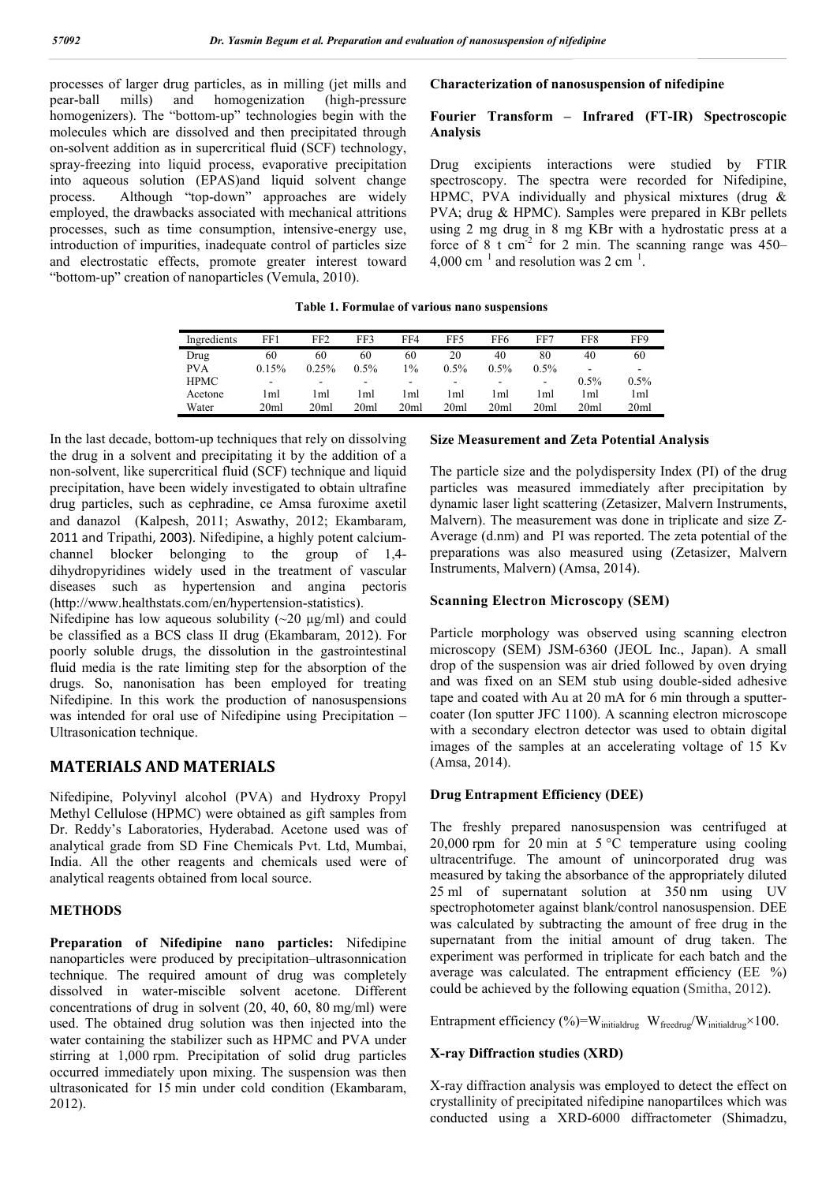processes of larger drug particles, as in milling (jet mills and pear-ball mills) and homogenization (high-pressure homogenizers). The "bottom-up" technologies begin with the molecules which are dissolved and then precipitated through on-solvent addition as in supercritical fluid (SCF) technology, spray-freezing into liquid process, evaporative precipitation into aqueous solution (EPAS)and liquid solvent change process. Although "top-down" approaches are widely employed, the drawbacks associated with mechanical attritions processes, such as time consumption, intensive-energy use, introduction of impurities, inadequate control of particles size and electrostatic effects, promote greater interest toward "bottom-up" creation of nanoparticles (Vemula, 2010).

**Table 1. Formulae of various nano suspensions**

| Ingredients | FF1 | FF2 | FF3 | FF4 | FF5 | FF6 | FF7 | FF8 | FF9 |
|---|---|---|---|---|---|---|---|---|---|
| Drug | 60 | 60 | 60 | 60 | 20 | 40 | 80 | 40 | 60 |
| PVA | 0.15% | 0.25% | 0.5% | 1% | 0.5% | 0.5% | 0.5% | - | - |
| HPMC | - | - | - | - | - | - | - | 0.5% | 0.5% |
| Acetone | 1ml | 1ml | 1ml | 1ml | 1ml | 1ml | 1ml | 1ml | 1ml |
| Water | 20ml | 20ml | 20ml | 20ml | 20ml | 20ml | 20ml | 20ml | 20ml |

In the last decade, bottom-up techniques that rely on dissolving the drug in a solvent and precipitating it by the addition of a non-solvent, like supercritical fluid (SCF) technique and liquid precipitation, have been widely investigated to obtain ultrafine drug particles, such as cephradine, ce Amsa furoxime axetil and danazol (Kalpesh, 2011; Aswathy, 2012; Ekambaram, 2011 and Tripathi, 2003). Nifedipine, a highly potent calcium-channel blocker belonging to the group of 1,4-dihydropyridines widely used in the treatment of vascular diseases such as hypertension and angina pectoris (http://www.healthstats.com/en/hypertension-statistics).

Nifedipine has low aqueous solubility (~20 µg/ml) and could be classified as a BCS class II drug (Ekambaram, 2012). For poorly soluble drugs, the dissolution in the gastrointestinal fluid media is the rate limiting step for the absorption of the drugs. So, nanonisation has been employed for treating Nifedipine. In this work the production of nanosuspensions was intended for oral use of Nifedipine using Precipitation – Ultrasonication technique.

## MATERIALS AND MATERIALS

Nifedipine, Polyvinyl alcohol (PVA) and Hydroxy Propyl Methyl Cellulose (HPMC) were obtained as gift samples from Dr. Reddy's Laboratories, Hyderabad. Acetone used was of analytical grade from SD Fine Chemicals Pvt. Ltd, Mumbai, India. All the other reagents and chemicals used were of analytical reagents obtained from local source.

### METHODS

**Preparation of Nifedipine nano particles:** Nifedipine nanoparticles were produced by precipitation–ultrasonnication technique. The required amount of drug was completely dissolved in water-miscible solvent acetone. Different concentrations of drug in solvent (20, 40, 60, 80 mg/ml) were used. The obtained drug solution was then injected into the water containing the stabilizer such as HPMC and PVA under stirring at 1,000 rpm. Precipitation of solid drug particles occurred immediately upon mixing. The suspension was then ultrasonicated for 15 min under cold condition (Ekambaram, 2012).

### Characterization of nanosuspension of nifedipine

### Fourier Transform – Infrared (FT-IR) Spectroscopic Analysis

Drug excipients interactions were studied by FTIR spectroscopy. The spectra were recorded for Nifedipine, HPMC, PVA individually and physical mixtures (drug & PVA; drug & HPMC). Samples were prepared in KBr pellets using 2 mg drug in 8 mg KBr with a hydrostatic press at a force of 8 t $cm^{-2}$ for 2 min. The scanning range was 450–4,000 $cm^{-1}$ and resolution was 2 $cm^{-1}$.

### Size Measurement and Zeta Potential Analysis

The particle size and the polydispersity Index (PI) of the drug particles was measured immediately after precipitation by dynamic laser light scattering (Zetasizer, Malvern Instruments, Malvern). The measurement was done in triplicate and size Z-Average (d.nm) and PI was reported. The zeta potential of the preparations was also measured using (Zetasizer, Malvern Instruments, Malvern) (Amsa, 2014).

### Scanning Electron Microscopy (SEM)

Particle morphology was observed using scanning electron microscopy (SEM) JSM-6360 (JEOL Inc., Japan). A small drop of the suspension was air dried followed by oven drying and was fixed on an SEM stub using double-sided adhesive tape and coated with Au at 20 mA for 6 min through a sputter-coater (Ion sputter JFC 1100). A scanning electron microscope with a secondary electron detector was used to obtain digital images of the samples at an accelerating voltage of 15 Kv (Amsa, 2014).

### Drug Entrapment Efficiency (DEE)

The freshly prepared nanosuspension was centrifuged at 20,000 rpm for 20 min at 5 °C temperature using cooling ultracentrifuge. The amount of unincorporated drug was measured by taking the absorbance of the appropriately diluted 25 ml of supernatant solution at 350 nm using UV spectrophotometer against blank/control nanosuspension. DEE was calculated by subtracting the amount of free drug in the supernatant from the initial amount of drug taken. The experiment was performed in triplicate for each batch and the average was calculated. The entrapment efficiency (EE %) could be achieved by the following equation (Smitha, 2012).

Entrapment efficiency (%)= $W_{initialdrug}$ $W_{freedrug}$/$W_{initialdrug}$×100.

### X-ray Diffraction studies (XRD)

X-ray diffraction analysis was employed to detect the effect on crystallinity of precipitated nifedipine nanopartilces which was conducted using a XRD-6000 diffractometer (Shimadzu,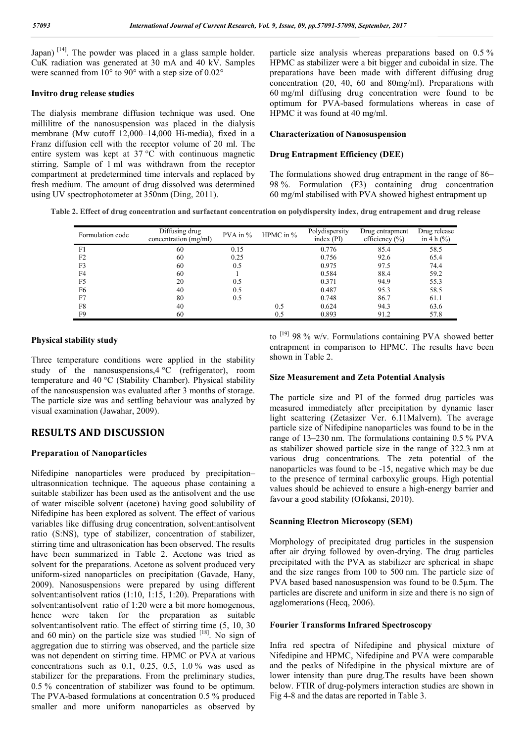Japan) [14]. The powder was placed in a glass sample holder. CuK radiation was generated at 30 mA and 40 kV. Samples were scanned from 10° to 90° with a step size of 0.02°

### Invitro drug release studies

The dialysis membrane diffusion technique was used. One millilitre of the nanosuspension was placed in the dialysis membrane (Mw cutoff 12,000–14,000 Hi-media), fixed in a Franz diffusion cell with the receptor volume of 20 ml. The entire system was kept at 37 °C with continuous magnetic stirring. Sample of 1 ml was withdrawn from the receptor compartment at predetermined time intervals and replaced by fresh medium. The amount of drug dissolved was determined using UV spectrophotometer at 350nm (Ding, 2011).

### Physical stability study

Three temperature conditions were applied in the stability study of the nanosuspensions,4 °C (refrigerator), room temperature and 40 °C (Stability Chamber). Physical stability of the nanosuspension was evaluated after 3 months of storage. The particle size was and settling behaviour was analyzed by visual examination (Jawahar, 2009).

## RESULTS AND DISCUSSION

### Preparation of Nanoparticles

Nifedipine nanoparticles were produced by precipitation–ultrasonnication technique. The aqueous phase containing a suitable stabilizer has been used as the antisolvent and the use of water miscible solvent (acetone) having good solubility of Nifedipine has been explored as solvent. The effect of various variables like diffusing drug concentration, solvent:antisolvent ratio (S:NS), type of stabilizer, concentration of stabilizer, stirring time and ultrasonication has been observed. The results have been summarized in Table 2. Acetone was tried as solvent for the preparations. Acetone as solvent produced very uniform-sized nanoparticles on precipitation (Gavade, Hany, 2009). Nanosuspensions were prepared by using different solvent:antisolvent ratios (1:10, 1:15, 1:20). Preparations with solvent:antisolvent ratio of 1:20 were a bit more homogenous, hence were taken for the preparation as suitable solvent:antisolvent ratio. The effect of stirring time (5, 10, 30 and 60 min) on the particle size was studied [18]. No sign of aggregation due to stirring was observed, and the particle size was not dependent on stirring time. HPMC or PVA at various concentrations such as 0.1, 0.25, 0.5, 1.0 % was used as stabilizer for the preparations. From the preliminary studies, 0.5 % concentration of stabilizer was found to be optimum. The PVA-based formulations at concentration 0.5 % produced smaller and more uniform nanoparticles as observed by particle size analysis whereas preparations based on 0.5 % HPMC as stabilizer were a bit bigger and cuboidal in size. The preparations have been made with different diffusing drug concentration (20, 40, 60 and 80mg/ml). Preparations with 60 mg/ml diffusing drug concentration were found to be optimum for PVA-based formulations whereas in case of HPMC it was found at 40 mg/ml.

### Characterization of Nanosuspension

### Drug Entrapment Efficiency (DEE)

The formulations showed drug entrapment in the range of 86–98 %. Formulation (F3) containing drug concentration 60 mg/ml stabilised with PVA showed highest entrapment up to [19] 98 % w/v. Formulations containing PVA showed better entrapment in comparison to HPMC. The results have been shown in Table 2.

**Table 2. Effect of drug concentration and surfactant concentration on polydispersity index, drug entrapement and drug release**

| Formulation code | Diffusing drug concentration (mg/ml) | PVA in % | HPMC in % | Polydispersity index (PI) | Drug entrapment efficiency (%) | Drug release in 4 h (%) |
|---|---|---|---|---|---|---|
| F1 | 60 | 0.15 | | 0.776 | 85.4 | 58.5 |
| F2 | 60 | 0.25 | | 0.756 | 92.6 | 65.4 |
| F3 | 60 | 0.5 | | 0.975 | 97.5 | 74.4 |
| F4 | 60 | 1 | | 0.584 | 88.4 | 59.2 |
| F5 | 20 | 0.5 | | 0.371 | 94.9 | 55.3 |
| F6 | 40 | 0.5 | | 0.487 | 95.3 | 58.5 |
| F7 | 80 | 0.5 | | 0.748 | 86.7 | 61.1 |
| F8 | 40 | | 0.5 | 0.624 | 94.3 | 63.6 |
| F9 | 60 | | 0.5 | 0.893 | 91.2 | 57.8 |

### Size Measurement and Zeta Potential Analysis

The particle size and PI of the formed drug particles was measured immediately after precipitation by dynamic laser light scattering (Zetasizer Ver. 6.11Malvern). The average particle size of Nifedipine nanoparticles was found to be in the range of 13–230 nm. The formulations containing 0.5 % PVA as stabilizer showed particle size in the range of 322.3 nm at various drug concentrations. The zeta potential of the nanoparticles was found to be -15, negative which may be due to the presence of terminal carboxylic groups. High potential values should be achieved to ensure a high-energy barrier and favour a good stability (Ofokansi, 2010).

### Scanning Electron Microscopy (SEM)

Morphology of precipitated drug particles in the suspension after air drying followed by oven-drying. The drug particles precipitated with the PVA as stabilizer are spherical in shape and the size ranges from 100 to 500 nm. The particle size of PVA based based nanosuspension was found to be 0.5µm. The particles are discrete and uniform in size and there is no sign of agglomerations (Hecq, 2006).

### Fourier Transforms Infrared Spectroscopy

Infra red spectra of Nifedipine and physical mixture of Nifedipine and HPMC, Nifedipine and PVA were comparable and the peaks of Nifedipine in the physical mixture are of lower intensity than pure drug.The results have been shown below. FTIR of drug-polymers interaction studies are shown in Fig 4-8 and the datas are reported in Table 3.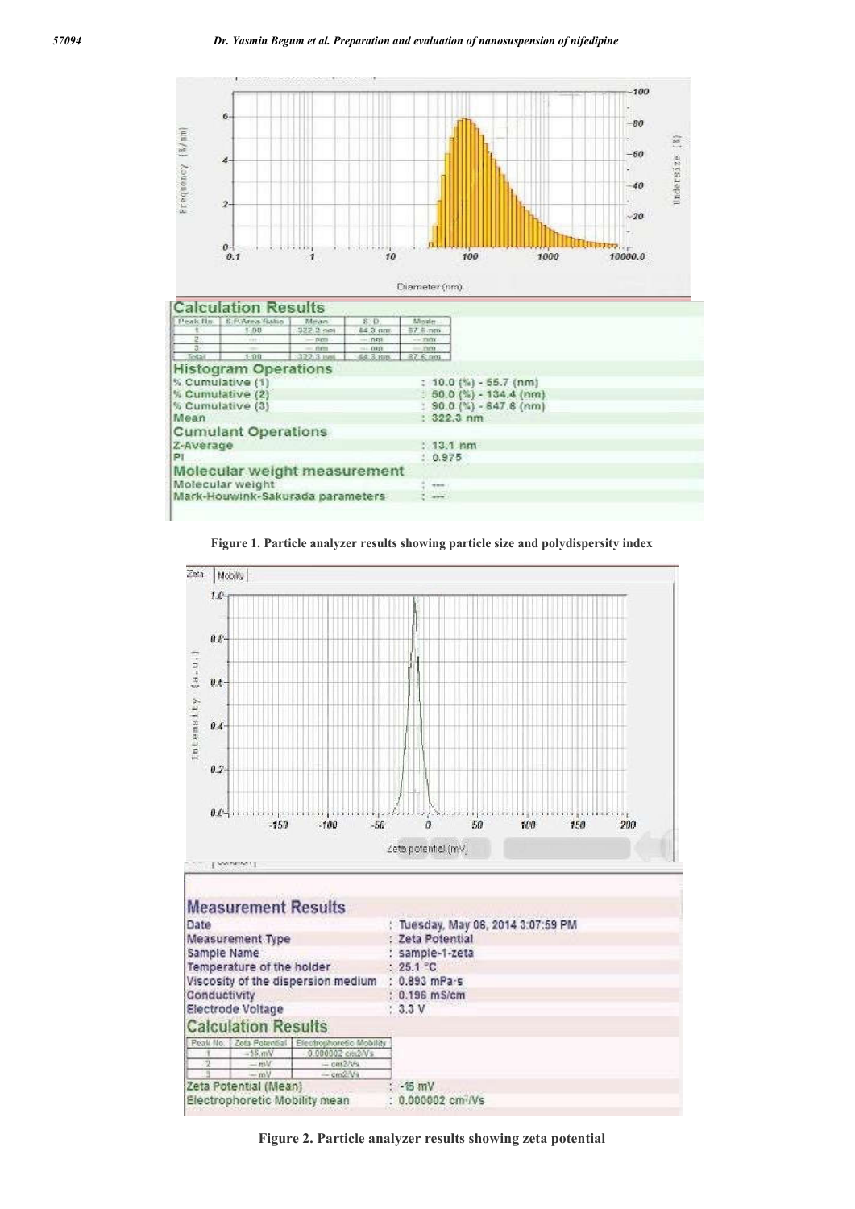Frequency (%/nm)

Undersize (%)

6

4

2

0

100

80

60

40

20

0.1

1

10

100

1000

10000.0

Diameter (nm)

**Calculation Results**

| Peak No. | S.P.Area Ratio | Mean | S.D. | Mode |
|---|---|---|---|---|
| 1 | 1.00 | 322.3 nm | 44.3 nm | 87.6 nm |
| 2 | --- | --- nm | --- nm | --- nm |
| 3 | --- | --- nm | --- nm | --- nm |
| Total | 1.00 | 322.3 nm | 44.3 nm | 87.6 nm |

**Histogram Operations**

% Cumulative (1) : 10.0 (%) - 55.7 (nm)

% Cumulative (2) : 50.0 (%) - 134.4 (nm)

% Cumulative (3) : 90.0 (%) - 647.6 (nm)

Mean : 322.3 nm

**Cumulant Operations**

Z-Average : 13.1 nm

PI : 0.975

**Molecular weight measurement**

Molecular weight : ---

Mark-Houwink-Sakurada parameters : ---

**Figure 1. Particle analyzer results showing particle size and polydispersity index**

Zeta | Mobility

Intensity (a.u.)

1.0

0.8

0.6

0.4

0.2

0.0

-150

-100

-50

0

50

100

150

200

Zeta potential (mV)

**Measurement Results**

Date : Tuesday, May 06, 2014 3:07:59 PM

Measurement Type : Zeta Potential

Sample Name : sample-1-zeta

Temperature of the holder : 25.1 °C

Viscosity of the dispersion medium : 0.893 mPa·s

Conductivity : 0.196 mS/cm

Electrode Voltage : 3.3 V

**Calculation Results**

| Peak No. | Zeta Potential | Electrophoretic Mobility |
|---|---|---|
| 1 | -15 mV | 0.000002 cm2/Vs |
| 2 | --- mV | --- cm2/Vs |
| 3 | --- mV | --- cm2/Vs |

Zeta Potential (Mean) : -15 mV

Electrophoretic Mobility mean : 0.000002 $cm^2$/Vs

**Figure 2. Particle analyzer results showing zeta potential**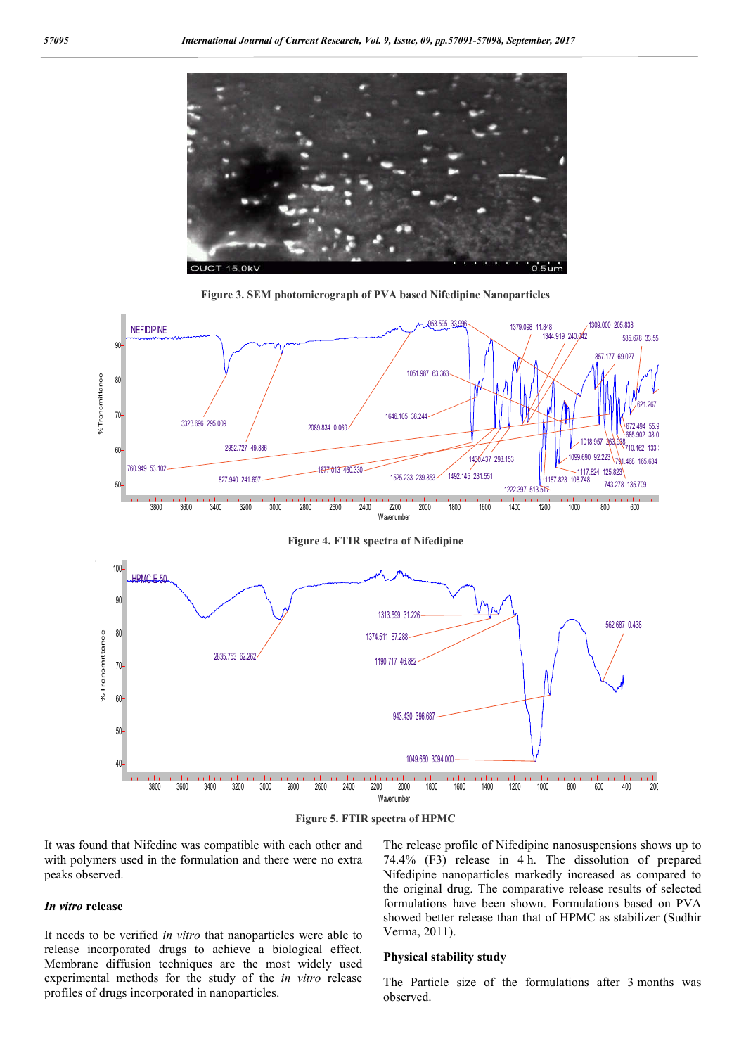OUCT 15.0kV

0.5um

**Figure 3. SEM photomicrograph of PVA based Nifedipine Nanoparticles**

NEFIDIPINE

%Transmittance

Wavenumber

3323.696 295.009
2952.727 49.886
2089.834 0.069
953.595 33.996
1051.987 63.363
1646.105 38.244
1677.013 460.330
760.949 53.102
827.940 241.697
1525.233 239.853
1492.145 281.551
1430.437 298.153
1379.098 41.848
1344.919 240.042
1309.000 205.838
1222.397 513.517
1187.823 108.748
1117.824 125.823
1099.690 92.223
1018.957 263.938
857.177 69.027
751.468 165.634
743.278 135.709
710.462 133.
685.902 38.0
672.494 55.9
621.267
585.678 33.55

**Figure 4. FTIR spectra of Nifedipine**

HPMC E 50

%Transmittance

Wavenumber

2835.753 62.262
1313.599 31.226
1374.511 67.288
1190.717 46.882
943.430 396.687
1049.650 3094.000
562.687 0.438

**Figure 5. FTIR spectra of HPMC**

It was found that Nifedine was compatible with each other and with polymers used in the formulation and there were no extra peaks observed.

### *In vitro* release

It needs to be verified *in vitro* that nanoparticles were able to release incorporated drugs to achieve a biological effect. Membrane diffusion techniques are the most widely used experimental methods for the study of the *in vitro* release profiles of drugs incorporated in nanoparticles.

The release profile of Nifedipine nanosuspensions shows up to 74.4% (F3) release in 4 h. The dissolution of prepared Nifedipine nanoparticles markedly increased as compared to the original drug. The comparative release results of selected formulations have been shown. Formulations based on PVA showed better release than that of HPMC as stabilizer (Sudhir Verma, 2011).

### Physical stability study

The Particle size of the formulations after 3 months was observed.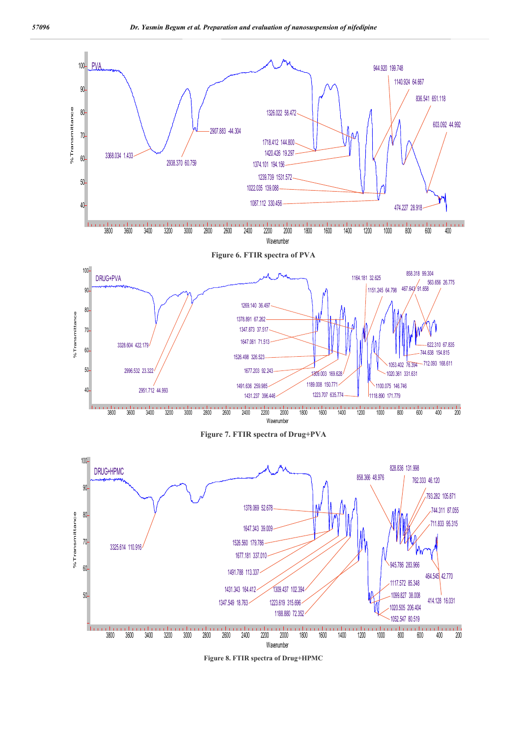PVA

% Transmittance

Wavenumber

3368.034 1.433
2938.370 60.759
2907.883 -44.304
1326.022 58.472
1718.412 144.800
1420.426 19.297
1374.101 194.156
1239.739 1531.572
1022.035 139.088
1087.112 330.456
944.920 199.748
1140.924 64.667
836.541 651.118
603.092 44.992
474.227 28.918

Figure 6. FTIR spectra of PVA

DRUG+PVA

% Transmittance

Wavenumber

3328.604 422.179
2996.532 23.322
2951.712 44.993
1269.140 36.497
1378.891 67.262
1347.873 37.517
1647.061 71.513
1526.498 326.523
1677.203 92.243
1491.636 259.985
1431.237 396.446
1309.003 169.628
1189.008 150.771
1223.707 635.774
1164.181 32.625
1151.245 64.798
858.318 99.304
467.643 91.658
563.656 26.775
622.310 67.835
744.638 154.815
712.093 168.611
1053.402 76.394
1020.361 331.631
1100.075 146.746
1118.890 171.779

Figure 7. FTIR spectra of Drug+PVA

DRUG+HPMC

% Transmittance

Wavenumber

3325.614 110.916
1378.069 52.678
1647.343 39.009
1526.560 179.786
1677.181 337.010
1491.788 113.337
1431.343 164.412
1347.549 18.763
1309.437 102.394
1223.619 315.696
1188.880 72.352
858.366 48.976
828.836 131.998
762.333 46.120
793.282 105.871
744.311 87.055
711.833 95.315
945.786 283.966
464.545 42.770
117.572 85.348
1099.827 38.008
414.128 16.031
1020.505 206.404
1052.547 80.519

Figure 8. FTIR spectra of Drug+HPMC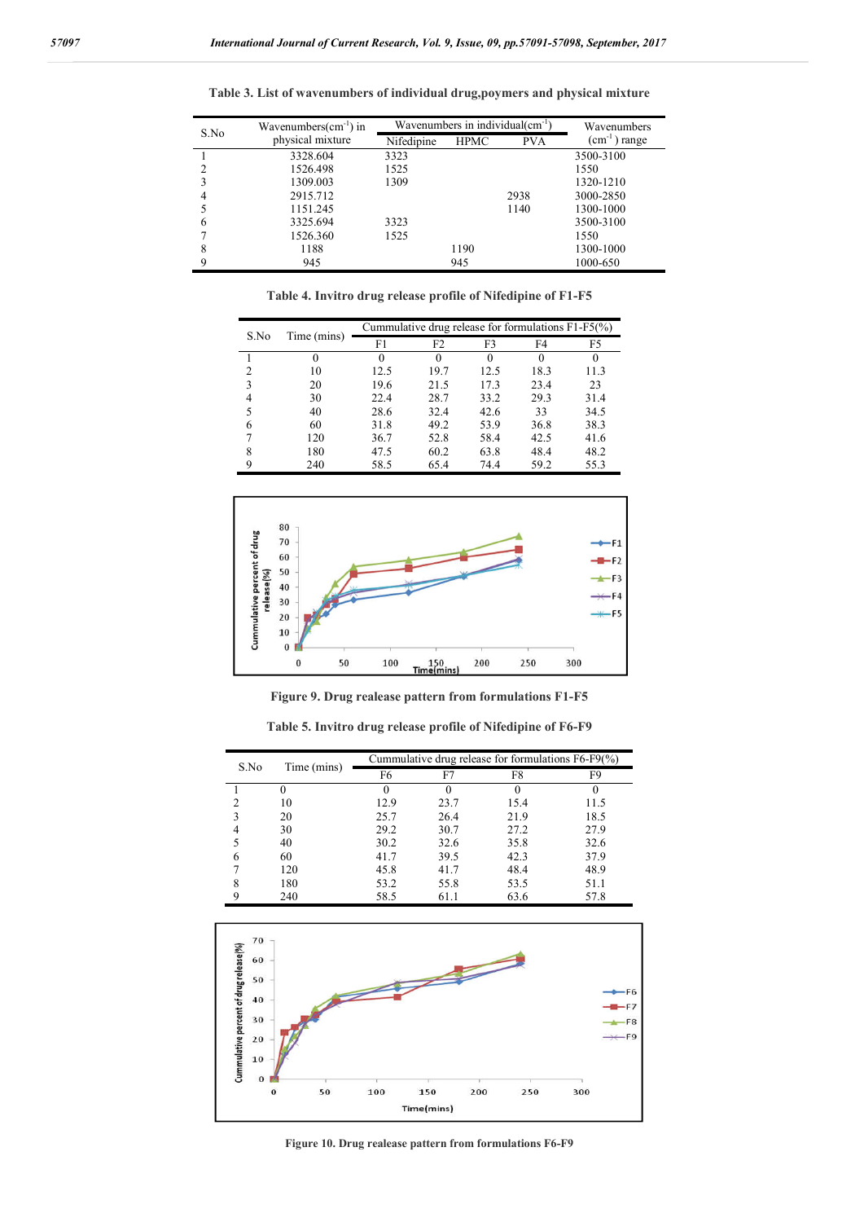**Table 3. List of wavenumbers of individual drug,poymers and physical mixture**

| S.No | Wavenumbers($cm^{-1}$) in physical mixture | Wavenumbers in individual($cm^{-1}$) | | | Wavenumbers ($cm^{-1}$) range |
|---|---|---|---|---|---|
| | | Nifedipine | HPMC | PVA | |
| 1 | 3328.604 | 3323 | | | 3500-3100 |
| 2 | 1526.498 | 1525 | | | 1550 |
| 3 | 1309.003 | 1309 | | | 1320-1210 |
| 4 | 2915.712 | | | 2938 | 3000-2850 |
| 5 | 1151.245 | | | 1140 | 1300-1000 |
| 6 | 3325.694 | 3323 | | | 3500-3100 |
| 7 | 1526.360 | 1525 | | | 1550 |
| 8 | 1188 | | 1190 | | 1300-1000 |
| 9 | 945 | | 945 | | 1000-650 |

**Table 4. Invitro drug release profile of Nifedipine of F1-F5**

| S.No | Time (mins) | Cummulative drug release for formulations F1-F5(%) | | | | |
|---|---|---|---|---|---|---|
| | | F1 | F2 | F3 | F4 | F5 |
| 1 | 0 | 0 | 0 | 0 | 0 | 0 |
| 2 | 10 | 12.5 | 19.7 | 12.5 | 18.3 | 11.3 |
| 3 | 20 | 19.6 | 21.5 | 17.3 | 23.4 | 23 |
| 4 | 30 | 22.4 | 28.7 | 33.2 | 29.3 | 31.4 |
| 5 | 40 | 28.6 | 32.4 | 42.6 | 33 | 34.5 |
| 6 | 60 | 31.8 | 49.2 | 53.9 | 36.8 | 38.3 |
| 7 | 120 | 36.7 | 52.8 | 58.4 | 42.5 | 41.6 |
| 8 | 180 | 47.5 | 60.2 | 63.8 | 48.4 | 48.2 |
| 9 | 240 | 58.5 | 65.4 | 74.4 | 59.2 | 55.3 |

Cummulative percent of drug release(%)
0 10 20 30 40 50 60 70 80
0 50 100 150 200 250 300
Time(mins)
F1
F2
F3
F4
F5

**Figure 9. Drug realease pattern from formulations F1-F5**

**Table 5. Invitro drug release profile of Nifedipine of F6-F9**

| S.No | Time (mins) | Cummulative drug release for formulations F6-F9(%) | | | |
|---|---|---|---|---|---|
| | | F6 | F7 | F8 | F9 |
| 1 | 0 | 0 | 0 | 0 | 0 |
| 2 | 10 | 12.9 | 23.7 | 15.4 | 11.5 |
| 3 | 20 | 25.7 | 26.4 | 21.9 | 18.5 |
| 4 | 30 | 29.2 | 30.7 | 27.2 | 27.9 |
| 5 | 40 | 30.2 | 32.6 | 35.8 | 32.6 |
| 6 | 60 | 41.7 | 39.5 | 42.3 | 37.9 |
| 7 | 120 | 45.8 | 41.7 | 48.4 | 48.9 |
| 8 | 180 | 53.2 | 55.8 | 53.5 | 51.1 |
| 9 | 240 | 58.5 | 61.1 | 63.6 | 57.8 |

Cummulative percent of drug release(%)
0 10 20 30 40 50 60 70
0 50 100 150 200 250 300
Time(mins)
F6
F7
F8
F9

**Figure 10. Drug realease pattern from formulations F6-F9**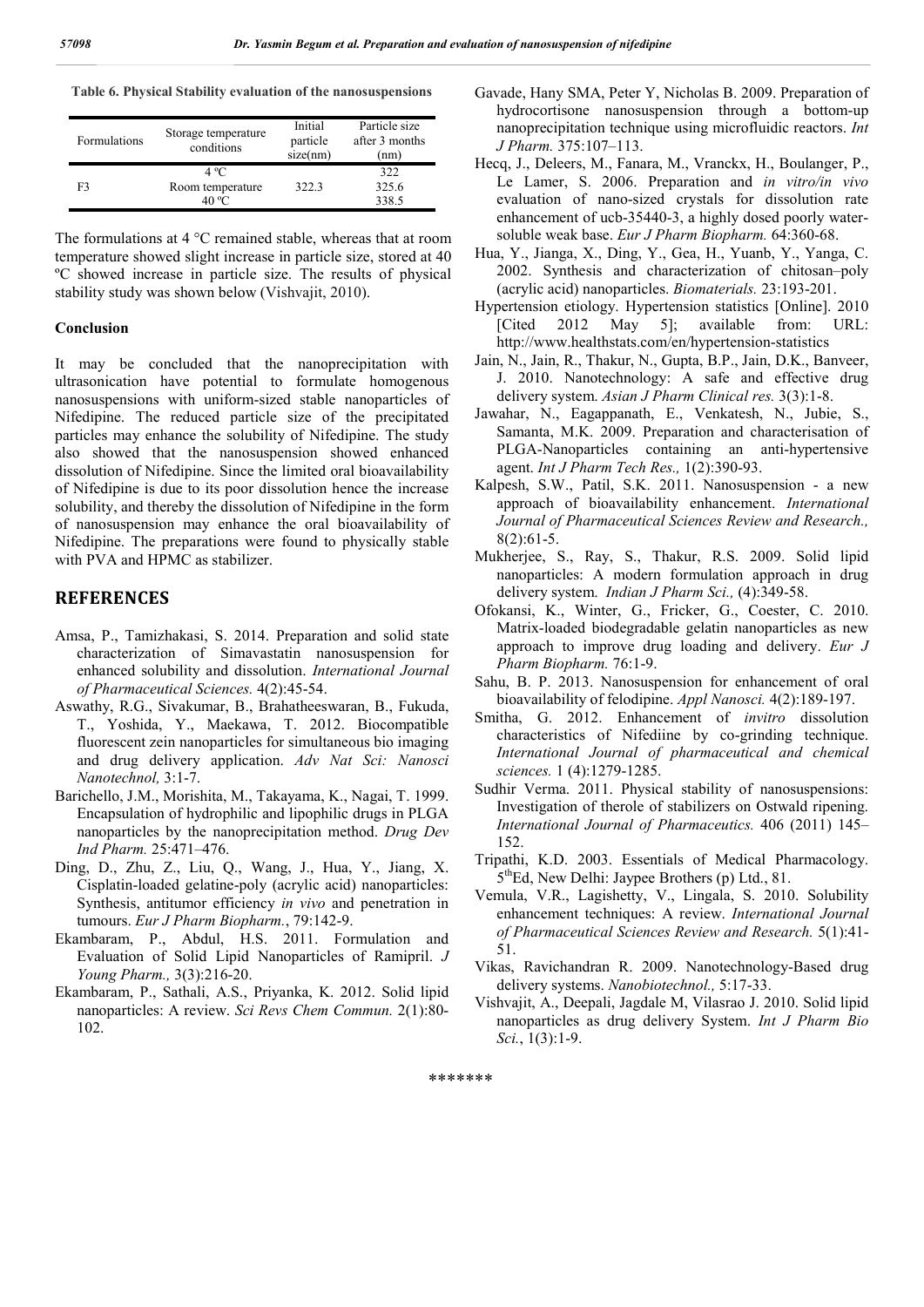**Table 6. Physical Stability evaluation of the nanosuspensions**

| Formulations | Storage temperature conditions | Initial particle size(nm) | Particle size after 3 months (nm) |
|---|---|---|---|
| F3 | 4 ºC | 322.3 | 322 |
| | Room temperature | | 325.6 |
| | 40 ºC | | 338.5 |

The formulations at 4 °C remained stable, whereas that at room temperature showed slight increase in particle size, stored at 40 ºC showed increase in particle size. The results of physical stability study was shown below (Vishvajit, 2010).

### Conclusion

It may be concluded that the nanoprecipitation with ultrasonication have potential to formulate homogenous nanosuspensions with uniform-sized stable nanoparticles of Nifedipine. The reduced particle size of the precipitated particles may enhance the solubility of Nifedipine. The study also showed that the nanosuspension showed enhanced dissolution of Nifedipine. Since the limited oral bioavailability of Nifedipine is due to its poor dissolution hence the increase solubility, and thereby the dissolution of Nifedipine in the form of nanosuspension may enhance the oral bioavailability of Nifedipine. The preparations were found to physically stable with PVA and HPMC as stabilizer.

## REFERENCES

Amsa, P., Tamizhakasi, S. 2014. Preparation and solid state characterization of Simavastatin nanosuspension for enhanced solubility and dissolution. *International Journal of Pharmaceutical Sciences.* 4(2):45-54.

Aswathy, R.G., Sivakumar, B., Brahatheeswaran, B., Fukuda, T., Yoshida, Y., Maekawa, T. 2012. Biocompatible fluorescent zein nanoparticles for simultaneous bio imaging and drug delivery application. *Adv Nat Sci: Nanosci Nanotechnol,* 3:1-7.

Barichello, J.M., Morishita, M., Takayama, K., Nagai, T. 1999. Encapsulation of hydrophilic and lipophilic drugs in PLGA nanoparticles by the nanoprecipitation method. *Drug Dev Ind Pharm.* 25:471–476.

Ding, D., Zhu, Z., Liu, Q., Wang, J., Hua, Y., Jiang, X. Cisplatin-loaded gelatine-poly (acrylic acid) nanoparticles: Synthesis, antitumor efficiency *in vivo* and penetration in tumours. *Eur J Pharm Biopharm.*, 79:142-9.

Ekambaram, P., Abdul, H.S. 2011. Formulation and Evaluation of Solid Lipid Nanoparticles of Ramipril. *J Young Pharm.,* 3(3):216-20.

Ekambaram, P., Sathali, A.S., Priyanka, K. 2012. Solid lipid nanoparticles: A review. *Sci Revs Chem Commun.* 2(1):80-102.

Gavade, Hany SMA, Peter Y, Nicholas B. 2009. Preparation of hydrocortisone nanosuspension through a bottom-up nanoprecipitation technique using microfluidic reactors. *Int J Pharm.* 375:107–113.

Hecq, J., Deleers, M., Fanara, M., Vranckx, H., Boulanger, P., Le Lamer, S. 2006. Preparation and *in vitro/in vivo* evaluation of nano-sized crystals for dissolution rate enhancement of ucb-35440-3, a highly dosed poorly water-soluble weak base. *Eur J Pharm Biopharm.* 64:360-68.

Hua, Y., Jianga, X., Ding, Y., Gea, H., Yuanb, Y., Yanga, C. 2002. Synthesis and characterization of chitosan–poly (acrylic acid) nanoparticles. *Biomaterials.* 23:193-201.

Hypertension etiology. Hypertension statistics [Online]. 2010 [Cited 2012 May 5]; available from: URL: http://www.healthstats.com/en/hypertension-statistics

Jain, N., Jain, R., Thakur, N., Gupta, B.P., Jain, D.K., Banveer, J. 2010. Nanotechnology: A safe and effective drug delivery system. *Asian J Pharm Clinical res.* 3(3):1-8.

Jawahar, N., Eagappanath, E., Venkatesh, N., Jubie, S., Samanta, M.K. 2009. Preparation and characterisation of PLGA-Nanoparticles containing an anti-hypertensive agent. *Int J Pharm Tech Res.,* 1(2):390-93.

Kalpesh, S.W., Patil, S.K. 2011. Nanosuspension - a new approach of bioavailability enhancement. *International Journal of Pharmaceutical Sciences Review and Research.,* 8(2):61-5.

Mukherjee, S., Ray, S., Thakur, R.S. 2009. Solid lipid nanoparticles: A modern formulation approach in drug delivery system. *Indian J Pharm Sci.,* (4):349-58.

Ofokansi, K., Winter, G., Fricker, G., Coester, C. 2010. Matrix-loaded biodegradable gelatin nanoparticles as new approach to improve drug loading and delivery. *Eur J Pharm Biopharm.* 76:1-9.

Sahu, B. P. 2013. Nanosuspension for enhancement of oral bioavailability of felodipine. *Appl Nanosci.* 4(2):189-197.

Smitha, G. 2012. Enhancement of *invitro* dissolution characteristics of Nifediine by co-grinding technique. *International Journal of pharmaceutical and chemical sciences.* 1 (4):1279-1285.

Sudhir Verma. 2011. Physical stability of nanosuspensions: Investigation of therole of stabilizers on Ostwald ripening. *International Journal of Pharmaceutics.* 406 (2011) 145–152.

Tripathi, K.D. 2003. Essentials of Medical Pharmacology. 5thEd, New Delhi: Jaypee Brothers (p) Ltd., 81.

Vemula, V.R., Lagishetty, V., Lingala, S. 2010. Solubility enhancement techniques: A review. *International Journal of Pharmaceutical Sciences Review and Research.* 5(1):41-51.

Vikas, Ravichandran R. 2009. Nanotechnology-Based drug delivery systems. *Nanobiotechnol.,* 5:17-33.

Vishvajit, A., Deepali, Jagdale M, Vilasrao J. 2010. Solid lipid nanoparticles as drug delivery System. *Int J Pharm Bio Sci.*, 1(3):1-9.

\*\*\*\*\*\*\*